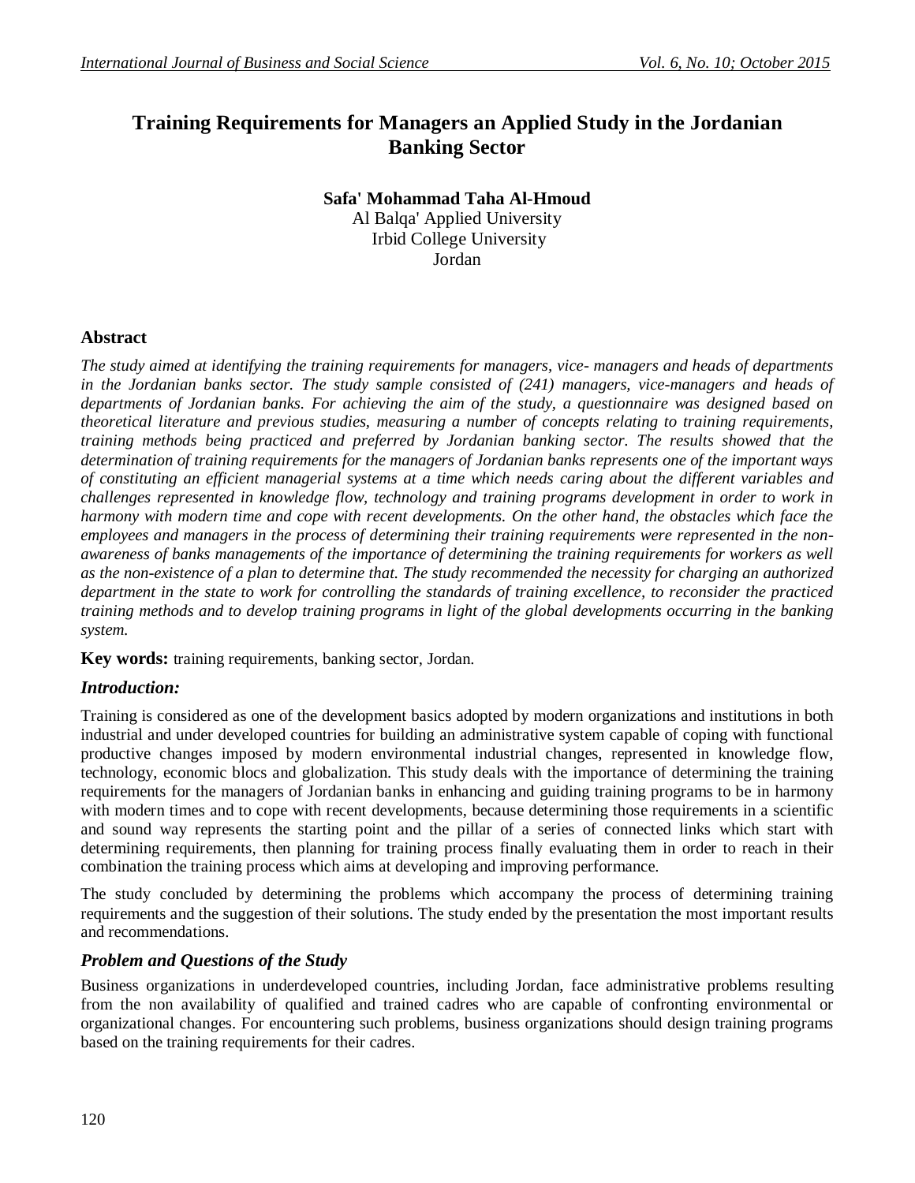# Training Requirements for Managers an Applied Study in the Jordanian Banking Sector

**Safa' Mohammad Taha Al-Hmoud**
Al Balqa' Applied University
Irbid College University
Jordan

## Abstract

*The study aimed at identifying the training requirements for managers, vice- managers and heads of departments in the Jordanian banks sector. The study sample consisted of (241) managers, vice-managers and heads of departments of Jordanian banks. For achieving the aim of the study, a questionnaire was designed based on theoretical literature and previous studies, measuring a number of concepts relating to training requirements, training methods being practiced and preferred by Jordanian banking sector. The results showed that the determination of training requirements for the managers of Jordanian banks represents one of the important ways of constituting an efficient managerial systems at a time which needs caring about the different variables and challenges represented in knowledge flow, technology and training programs development in order to work in harmony with modern time and cope with recent developments. On the other hand, the obstacles which face the employees and managers in the process of determining their training requirements were represented in the non-awareness of banks managements of the importance of determining the training requirements for workers as well as the non-existence of a plan to determine that. The study recommended the necessity for charging an authorized department in the state to work for controlling the standards of training excellence, to reconsider the practiced training methods and to develop training programs in light of the global developments occurring in the banking system.*

**Key words:** training requirements, banking sector, Jordan.

## *Introduction:*

Training is considered as one of the development basics adopted by modern organizations and institutions in both industrial and under developed countries for building an administrative system capable of coping with functional productive changes imposed by modern environmental industrial changes, represented in knowledge flow, technology, economic blocs and globalization. This study deals with the importance of determining the training requirements for the managers of Jordanian banks in enhancing and guiding training programs to be in harmony with modern times and to cope with recent developments, because determining those requirements in a scientific and sound way represents the starting point and the pillar of a series of connected links which start with determining requirements, then planning for training process finally evaluating them in order to reach in their combination the training process which aims at developing and improving performance.

The study concluded by determining the problems which accompany the process of determining training requirements and the suggestion of their solutions. The study ended by the presentation the most important results and recommendations.

## *Problem and Questions of the Study*

Business organizations in underdeveloped countries, including Jordan, face administrative problems resulting from the non availability of qualified and trained cadres who are capable of confronting environmental or organizational changes. For encountering such problems, business organizations should design training programs based on the training requirements for their cadres.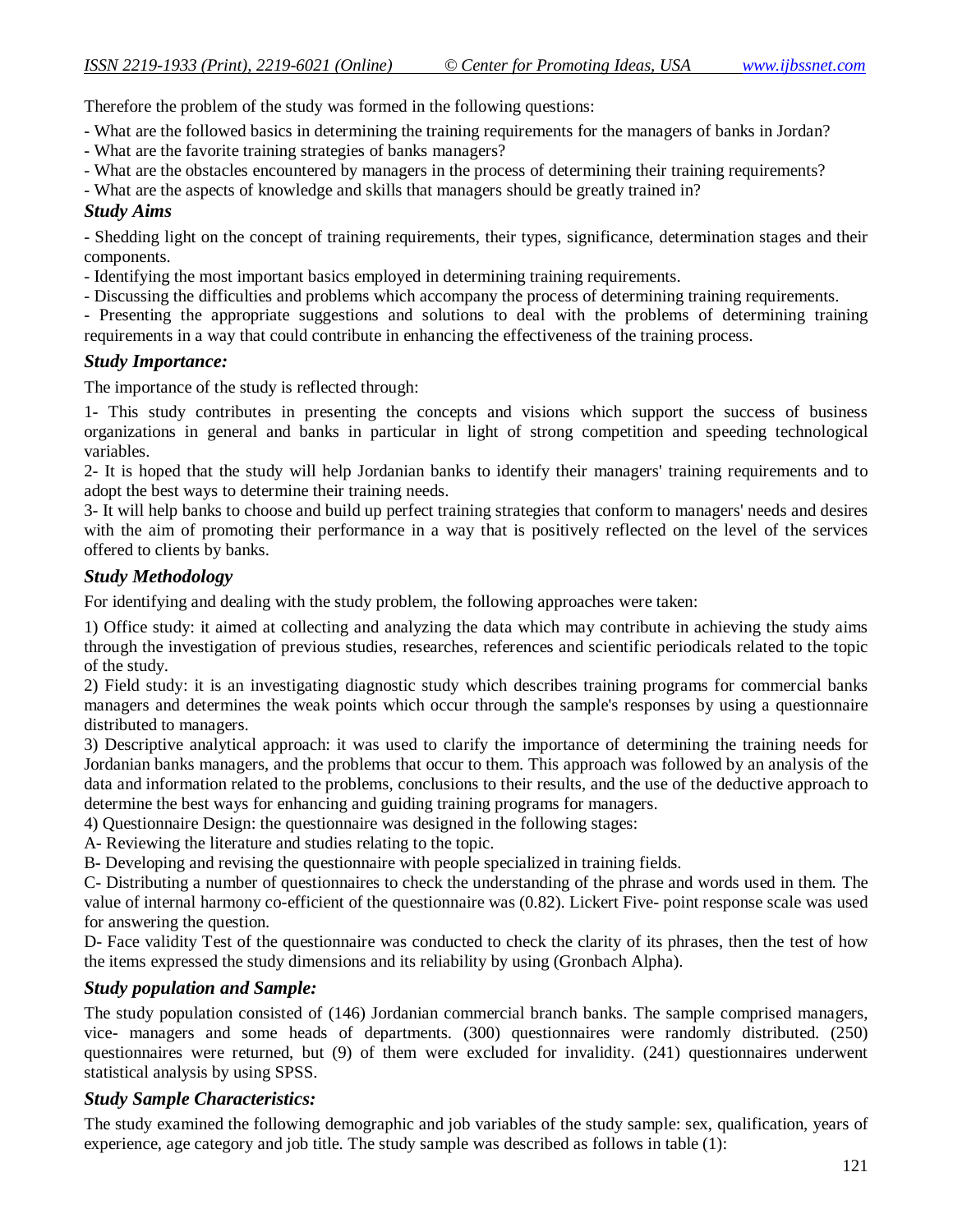Therefore the problem of the study was formed in the following questions:

- What are the followed basics in determining the training requirements for the managers of banks in Jordan?
- What are the favorite training strategies of banks managers?
- What are the obstacles encountered by managers in the process of determining their training requirements?
- What are the aspects of knowledge and skills that managers should be greatly trained in?

### *Study Aims*

- Shedding light on the concept of training requirements, their types, significance, determination stages and their components.
- Identifying the most important basics employed in determining training requirements.
- Discussing the difficulties and problems which accompany the process of determining training requirements.
- Presenting the appropriate suggestions and solutions to deal with the problems of determining training requirements in a way that could contribute in enhancing the effectiveness of the training process.

### *Study Importance:*

The importance of the study is reflected through:

1- This study contributes in presenting the concepts and visions which support the success of business organizations in general and banks in particular in light of strong competition and speeding technological variables.

2- It is hoped that the study will help Jordanian banks to identify their managers' training requirements and to adopt the best ways to determine their training needs.

3- It will help banks to choose and build up perfect training strategies that conform to managers' needs and desires with the aim of promoting their performance in a way that is positively reflected on the level of the services offered to clients by banks.

### *Study Methodology*

For identifying and dealing with the study problem, the following approaches were taken:

1) Office study: it aimed at collecting and analyzing the data which may contribute in achieving the study aims through the investigation of previous studies, researches, references and scientific periodicals related to the topic of the study.

2) Field study: it is an investigating diagnostic study which describes training programs for commercial banks managers and determines the weak points which occur through the sample's responses by using a questionnaire distributed to managers.

3) Descriptive analytical approach: it was used to clarify the importance of determining the training needs for Jordanian banks managers, and the problems that occur to them. This approach was followed by an analysis of the data and information related to the problems, conclusions to their results, and the use of the deductive approach to determine the best ways for enhancing and guiding training programs for managers.

4) Questionnaire Design: the questionnaire was designed in the following stages:

A- Reviewing the literature and studies relating to the topic.

B- Developing and revising the questionnaire with people specialized in training fields.

C- Distributing a number of questionnaires to check the understanding of the phrase and words used in them. The value of internal harmony co-efficient of the questionnaire was (0.82). Lickert Five- point response scale was used for answering the question.

D- Face validity Test of the questionnaire was conducted to check the clarity of its phrases, then the test of how the items expressed the study dimensions and its reliability by using (Gronbach Alpha).

### *Study population and Sample:*

The study population consisted of (146) Jordanian commercial branch banks. The sample comprised managers, vice- managers and some heads of departments. (300) questionnaires were randomly distributed. (250) questionnaires were returned, but (9) of them were excluded for invalidity. (241) questionnaires underwent statistical analysis by using SPSS.

### *Study Sample Characteristics:*

The study examined the following demographic and job variables of the study sample: sex, qualification, years of experience, age category and job title. The study sample was described as follows in table (1):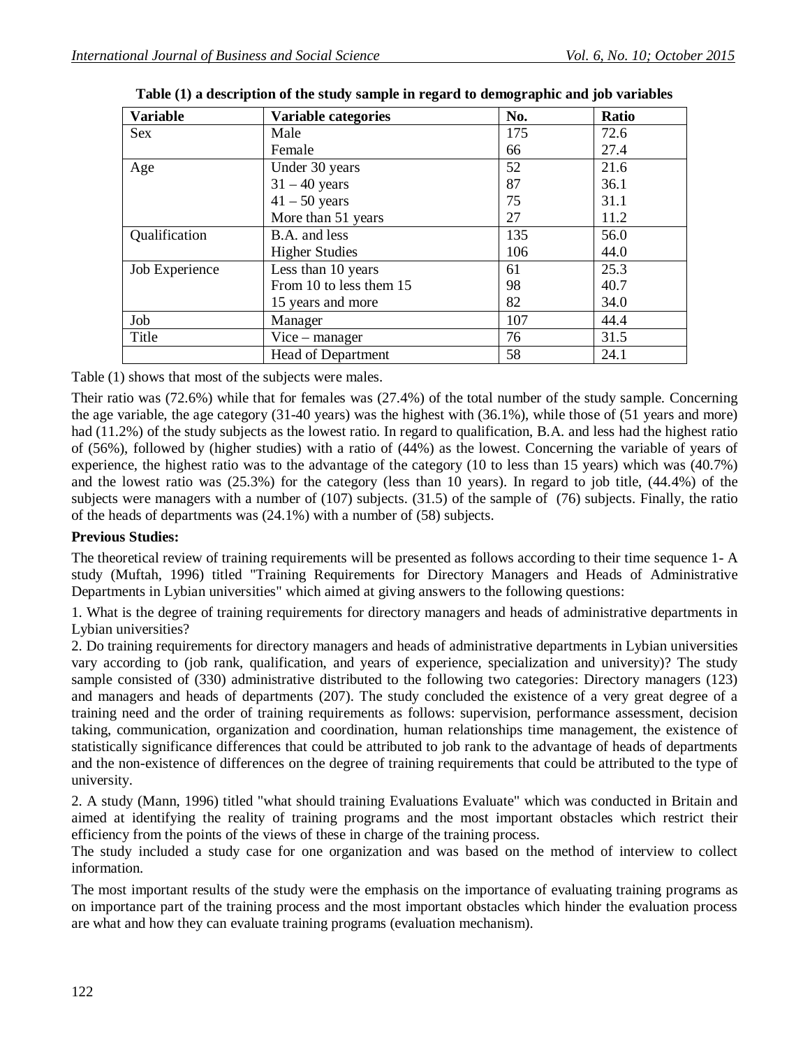**Table (1) a description of the study sample in regard to demographic and job variables**

| Variable | Variable categories | No. | Ratio |
|---|---|---|---|
| Sex | Male | 175 | 72.6 |
| | Female | 66 | 27.4 |
| Age | Under 30 years | 52 | 21.6 |
| | 31 – 40 years | 87 | 36.1 |
| | 41 – 50 years | 75 | 31.1 |
| | More than 51 years | 27 | 11.2 |
| Qualification | B.A. and less | 135 | 56.0 |
| | Higher Studies | 106 | 44.0 |
| Job Experience | Less than 10 years | 61 | 25.3 |
| | From 10 to less them 15 | 98 | 40.7 |
| | 15 years and more | 82 | 34.0 |
| Job | Manager | 107 | 44.4 |
| Title | Vice – manager | 76 | 31.5 |
| | Head of Department | 58 | 24.1 |

Table (1) shows that most of the subjects were males.

Their ratio was (72.6%) while that for females was (27.4%) of the total number of the study sample. Concerning the age variable, the age category (31-40 years) was the highest with (36.1%), while those of (51 years and more) had (11.2%) of the study subjects as the lowest ratio. In regard to qualification, B.A. and less had the highest ratio of (56%), followed by (higher studies) with a ratio of (44%) as the lowest. Concerning the variable of years of experience, the highest ratio was to the advantage of the category (10 to less than 15 years) which was (40.7%) and the lowest ratio was (25.3%) for the category (less than 10 years). In regard to job title, (44.4%) of the subjects were managers with a number of (107) subjects. (31.5) of the sample of (76) subjects. Finally, the ratio of the heads of departments was (24.1%) with a number of (58) subjects.

**Previous Studies:**

The theoretical review of training requirements will be presented as follows according to their time sequence 1- A study (Muftah, 1996) titled "Training Requirements for Directory Managers and Heads of Administrative Departments in Lybian universities" which aimed at giving answers to the following questions:

1. What is the degree of training requirements for directory managers and heads of administrative departments in Lybian universities?
2. Do training requirements for directory managers and heads of administrative departments in Lybian universities vary according to (job rank, qualification, and years of experience, specialization and university)? The study sample consisted of (330) administrative distributed to the following two categories: Directory managers (123) and managers and heads of departments (207). The study concluded the existence of a very great degree of a training need and the order of training requirements as follows: supervision, performance assessment, decision taking, communication, organization and coordination, human relationships time management, the existence of statistically significance differences that could be attributed to job rank to the advantage of heads of departments and the non-existence of differences on the degree of training requirements that could be attributed to the type of university.

2. A study (Mann, 1996) titled "what should training Evaluations Evaluate" which was conducted in Britain and aimed at identifying the reality of training programs and the most important obstacles which restrict their efficiency from the points of the views of these in charge of the training process.
The study included a study case for one organization and was based on the method of interview to collect information.

The most important results of the study were the emphasis on the importance of evaluating training programs as on importance part of the training process and the most important obstacles which hinder the evaluation process are what and how they can evaluate training programs (evaluation mechanism).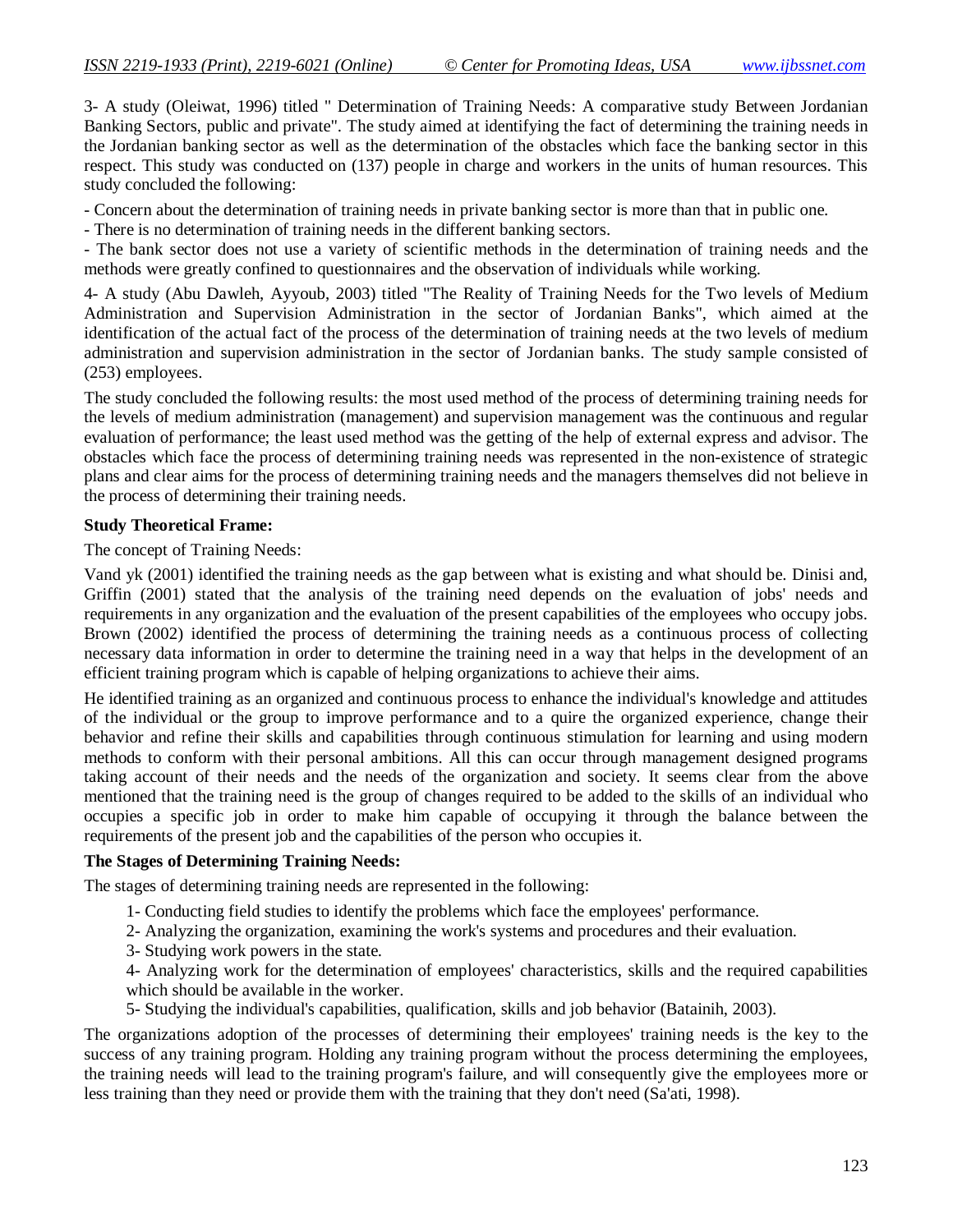3- A study (Oleiwat, 1996) titled " Determination of Training Needs: A comparative study Between Jordanian Banking Sectors, public and private". The study aimed at identifying the fact of determining the training needs in the Jordanian banking sector as well as the determination of the obstacles which face the banking sector in this respect. This study was conducted on (137) people in charge and workers in the units of human resources. This study concluded the following:

- Concern about the determination of training needs in private banking sector is more than that in public one.
- There is no determination of training needs in the different banking sectors.
- The bank sector does not use a variety of scientific methods in the determination of training needs and the methods were greatly confined to questionnaires and the observation of individuals while working.

4- A study (Abu Dawleh, Ayyoub, 2003) titled "The Reality of Training Needs for the Two levels of Medium Administration and Supervision Administration in the sector of Jordanian Banks", which aimed at the identification of the actual fact of the process of the determination of training needs at the two levels of medium administration and supervision administration in the sector of Jordanian banks. The study sample consisted of (253) employees.

The study concluded the following results: the most used method of the process of determining training needs for the levels of medium administration (management) and supervision management was the continuous and regular evaluation of performance; the least used method was the getting of the help of external express and advisor. The obstacles which face the process of determining training needs was represented in the non-existence of strategic plans and clear aims for the process of determining training needs and the managers themselves did not believe in the process of determining their training needs.

**Study Theoretical Frame:**

The concept of Training Needs:

Vand yk (2001) identified the training needs as the gap between what is existing and what should be. Dinisi and, Griffin (2001) stated that the analysis of the training need depends on the evaluation of jobs' needs and requirements in any organization and the evaluation of the present capabilities of the employees who occupy jobs. Brown (2002) identified the process of determining the training needs as a continuous process of collecting necessary data information in order to determine the training need in a way that helps in the development of an efficient training program which is capable of helping organizations to achieve their aims.

He identified training as an organized and continuous process to enhance the individual's knowledge and attitudes of the individual or the group to improve performance and to a quire the organized experience, change their behavior and refine their skills and capabilities through continuous stimulation for learning and using modern methods to conform with their personal ambitions. All this can occur through management designed programs taking account of their needs and the needs of the organization and society. It seems clear from the above mentioned that the training need is the group of changes required to be added to the skills of an individual who occupies a specific job in order to make him capable of occupying it through the balance between the requirements of the present job and the capabilities of the person who occupies it.

**The Stages of Determining Training Needs:**

The stages of determining training needs are represented in the following:

1- Conducting field studies to identify the problems which face the employees' performance.

2- Analyzing the organization, examining the work's systems and procedures and their evaluation.

3- Studying work powers in the state.

4- Analyzing work for the determination of employees' characteristics, skills and the required capabilities which should be available in the worker.

5- Studying the individual's capabilities, qualification, skills and job behavior (Batainih, 2003).

The organizations adoption of the processes of determining their employees' training needs is the key to the success of any training program. Holding any training program without the process determining the employees, the training needs will lead to the training program's failure, and will consequently give the employees more or less training than they need or provide them with the training that they don't need (Sa'ati, 1998).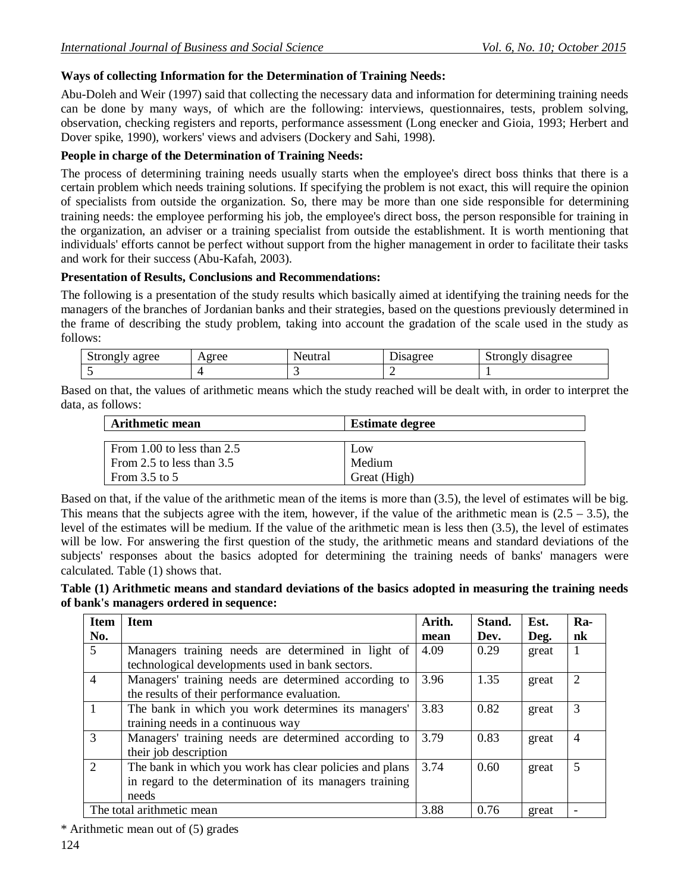**Ways of collecting Information for the Determination of Training Needs:**

Abu-Doleh and Weir (1997) said that collecting the necessary data and information for determining training needs can be done by many ways, of which are the following: interviews, questionnaires, tests, problem solving, observation, checking registers and reports, performance assessment (Long enecker and Gioia, 1993; Herbert and Dover spike, 1990), workers' views and advisers (Dockery and Sahi, 1998).

**People in charge of the Determination of Training Needs:**

The process of determining training needs usually starts when the employee's direct boss thinks that there is a certain problem which needs training solutions. If specifying the problem is not exact, this will require the opinion of specialists from outside the organization. So, there may be more than one side responsible for determining training needs: the employee performing his job, the employee's direct boss, the person responsible for training in the organization, an adviser or a training specialist from outside the establishment. It is worth mentioning that individuals' efforts cannot be perfect without support from the higher management in order to facilitate their tasks and work for their success (Abu-Kafah, 2003).

**Presentation of Results, Conclusions and Recommendations:**

The following is a presentation of the study results which basically aimed at identifying the training needs for the managers of the branches of Jordanian banks and their strategies, based on the questions previously determined in the frame of describing the study problem, taking into account the gradation of the scale used in the study as follows:

| Strongly agree | Agree | Neutral | Disagree | Strongly disagree |
|---|---|---|---|---|
| 5 | 4 | 3 | 2 | 1 |

Based on that, the values of arithmetic means which the study reached will be dealt with, in order to interpret the data, as follows:

| **Arithmetic mean** | **Estimate degree** |
|---|---|
| From 1.00 to less than 2.5 | Low |
| From 2.5 to less than 3.5 | Medium |
| From 3.5 to 5 | Great (High) |

Based on that, if the value of the arithmetic mean of the items is more than (3.5), the level of estimates will be big. This means that the subjects agree with the item, however, if the value of the arithmetic mean is (2.5 – 3.5), the level of the estimates will be medium. If the value of the arithmetic mean is less then (3.5), the level of estimates will be low. For answering the first question of the study, the arithmetic means and standard deviations of the subjects' responses about the basics adopted for determining the training needs of banks' managers were calculated. Table (1) shows that.

**Table (1) Arithmetic means and standard deviations of the basics adopted in measuring the training needs of bank's managers ordered in sequence:**

| Item No. | Item | Arith. mean | Stand. Dev. | Est. Deg. | Ra-nk |
|---|---|---|---|---|---|
| 5 | Managers training needs are determined in light of technological developments used in bank sectors. | 4.09 | 0.29 | great | 1 |
| 4 | Managers' training needs are determined according to the results of their performance evaluation. | 3.96 | 1.35 | great | 2 |
| 1 | The bank in which you work determines its managers' training needs in a continuous way | 3.83 | 0.82 | great | 3 |
| 3 | Managers' training needs are determined according to their job description | 3.79 | 0.83 | great | 4 |
| 2 | The bank in which you work has clear policies and plans in regard to the determination of its managers training needs | 3.74 | 0.60 | great | 5 |
| The total arithmetic mean | | 3.88 | 0.76 | great | - |

\* Arithmetic mean out of (5) grades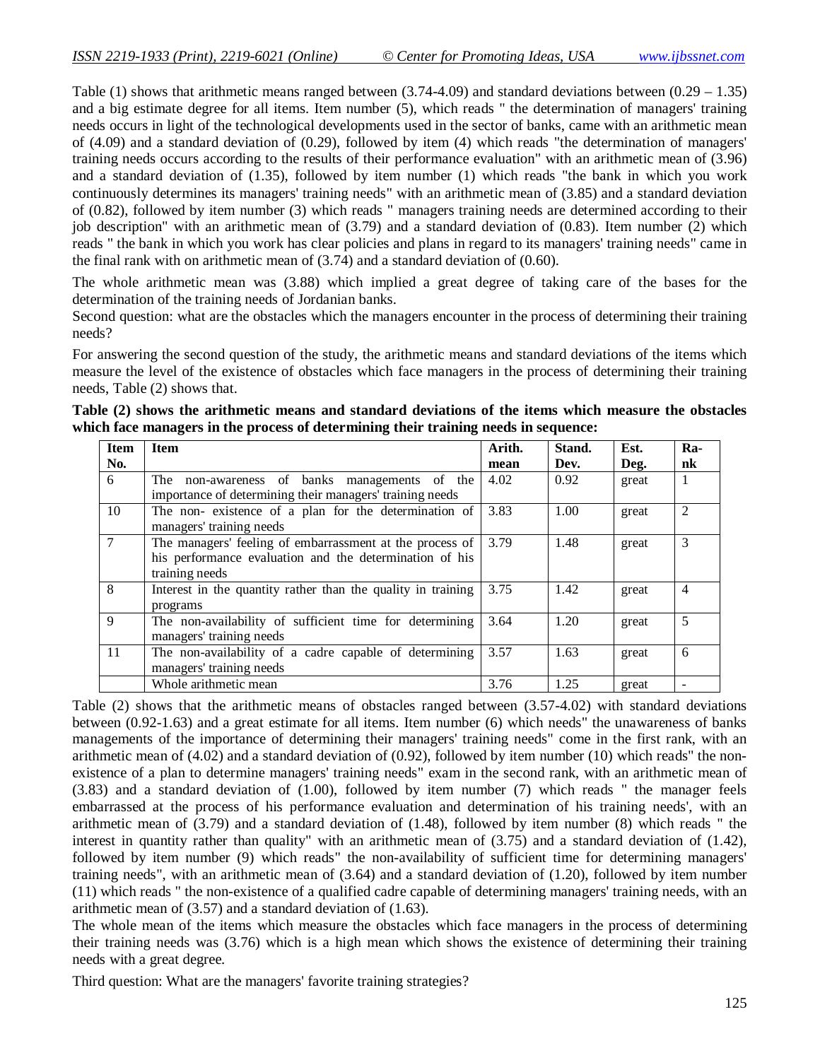Table (1) shows that arithmetic means ranged between (3.74-4.09) and standard deviations between (0.29 – 1.35) and a big estimate degree for all items. Item number (5), which reads " the determination of managers' training needs occurs in light of the technological developments used in the sector of banks, came with an arithmetic mean of (4.09) and a standard deviation of (0.29), followed by item (4) which reads "the determination of managers' training needs occurs according to the results of their performance evaluation" with an arithmetic mean of (3.96) and a standard deviation of (1.35), followed by item number (1) which reads "the bank in which you work continuously determines its managers' training needs" with an arithmetic mean of (3.85) and a standard deviation of (0.82), followed by item number (3) which reads " managers training needs are determined according to their job description" with an arithmetic mean of (3.79) and a standard deviation of (0.83). Item number (2) which reads " the bank in which you work has clear policies and plans in regard to its managers' training needs" came in the final rank with on arithmetic mean of (3.74) and a standard deviation of (0.60).

The whole arithmetic mean was (3.88) which implied a great degree of taking care of the bases for the determination of the training needs of Jordanian banks.

Second question: what are the obstacles which the managers encounter in the process of determining their training needs?

For answering the second question of the study, the arithmetic means and standard deviations of the items which measure the level of the existence of obstacles which face managers in the process of determining their training needs, Table (2) shows that.

**Table (2) shows the arithmetic means and standard deviations of the items which measure the obstacles which face managers in the process of determining their training needs in sequence:**

| Item No. | Item | Arith. mean | Stand. Dev. | Est. Deg. | Ra-nk |
|---|---|---|---|---|---|
| 6 | The non-awareness of banks managements of the importance of determining their managers' training needs | 4.02 | 0.92 | great | 1 |
| 10 | The non- existence of a plan for the determination of managers' training needs | 3.83 | 1.00 | great | 2 |
| 7 | The managers' feeling of embarrassment at the process of his performance evaluation and the determination of his training needs | 3.79 | 1.48 | great | 3 |
| 8 | Interest in the quantity rather than the quality in training programs | 3.75 | 1.42 | great | 4 |
| 9 | The non-availability of sufficient time for determining managers' training needs | 3.64 | 1.20 | great | 5 |
| 11 | The non-availability of a cadre capable of determining managers' training needs | 3.57 | 1.63 | great | 6 |
| | Whole arithmetic mean | 3.76 | 1.25 | great | - |

Table (2) shows that the arithmetic means of obstacles ranged between (3.57-4.02) with standard deviations between (0.92-1.63) and a great estimate for all items. Item number (6) which needs" the unawareness of banks managements of the importance of determining their managers' training needs" come in the first rank, with an arithmetic mean of (4.02) and a standard deviation of (0.92), followed by item number (10) which reads" the non-existence of a plan to determine managers' training needs" exam in the second rank, with an arithmetic mean of (3.83) and a standard deviation of (1.00), followed by item number (7) which reads " the manager feels embarrassed at the process of his performance evaluation and determination of his training needs', with an arithmetic mean of (3.79) and a standard deviation of (1.48), followed by item number (8) which reads " the interest in quantity rather than quality" with an arithmetic mean of (3.75) and a standard deviation of (1.42), followed by item number (9) which reads" the non-availability of sufficient time for determining managers' training needs", with an arithmetic mean of (3.64) and a standard deviation of (1.20), followed by item number (11) which reads " the non-existence of a qualified cadre capable of determining managers' training needs, with an arithmetic mean of (3.57) and a standard deviation of (1.63).

The whole mean of the items which measure the obstacles which face managers in the process of determining their training needs was (3.76) which is a high mean which shows the existence of determining their training needs with a great degree.

Third question: What are the managers' favorite training strategies?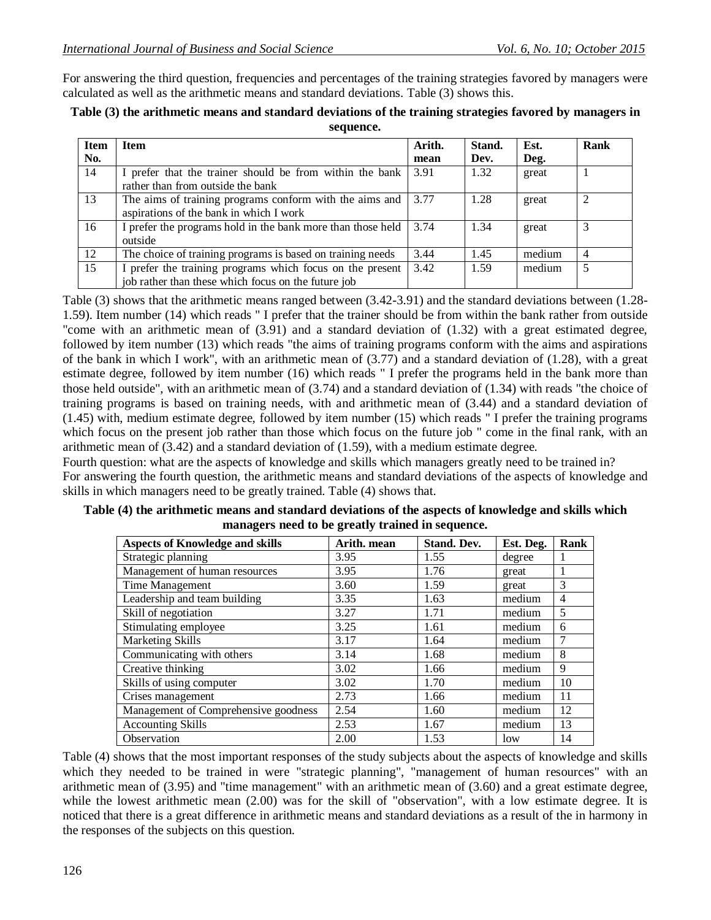For answering the third question, frequencies and percentages of the training strategies favored by managers were calculated as well as the arithmetic means and standard deviations. Table (3) shows this.

**Table (3) the arithmetic means and standard deviations of the training strategies favored by managers in sequence.**

| Item No. | Item | Arith. mean | Stand. Dev. | Est. Deg. | Rank |
|---|---|---|---|---|---|
| 14 | I prefer that the trainer should be from within the bank rather than from outside the bank | 3.91 | 1.32 | great | 1 |
| 13 | The aims of training programs conform with the aims and aspirations of the bank in which I work | 3.77 | 1.28 | great | 2 |
| 16 | I prefer the programs hold in the bank more than those held outside | 3.74 | 1.34 | great | 3 |
| 12 | The choice of training programs is based on training needs | 3.44 | 1.45 | medium | 4 |
| 15 | I prefer the training programs which focus on the present job rather than these which focus on the future job | 3.42 | 1.59 | medium | 5 |

Table (3) shows that the arithmetic means ranged between (3.42-3.91) and the standard deviations between (1.28-1.59). Item number (14) which reads " I prefer that the trainer should be from within the bank rather from outside "come with an arithmetic mean of (3.91) and a standard deviation of (1.32) with a great estimated degree, followed by item number (13) which reads "the aims of training programs conform with the aims and aspirations of the bank in which I work", with an arithmetic mean of (3.77) and a standard deviation of (1.28), with a great estimate degree, followed by item number (16) which reads " I prefer the programs held in the bank more than those held outside", with an arithmetic mean of (3.74) and a standard deviation of (1.34) with reads "the choice of training programs is based on training needs, with and arithmetic mean of (3.44) and a standard deviation of (1.45) with, medium estimate degree, followed by item number (15) which reads " I prefer the training programs which focus on the present job rather than those which focus on the future job " come in the final rank, with an arithmetic mean of (3.42) and a standard deviation of (1.59), with a medium estimate degree.

Fourth question: what are the aspects of knowledge and skills which managers greatly need to be trained in?

For answering the fourth question, the arithmetic means and standard deviations of the aspects of knowledge and skills in which managers need to be greatly trained. Table (4) shows that.

**Table (4) the arithmetic means and standard deviations of the aspects of knowledge and skills which managers need to be greatly trained in sequence.**

| Aspects of Knowledge and skills | Arith. mean | Stand. Dev. | Est. Deg. | Rank |
|---|---|---|---|---|
| Strategic planning | 3.95 | 1.55 | degree | 1 |
| Management of human resources | 3.95 | 1.76 | great | 1 |
| Time Management | 3.60 | 1.59 | great | 3 |
| Leadership and team building | 3.35 | 1.63 | medium | 4 |
| Skill of negotiation | 3.27 | 1.71 | medium | 5 |
| Stimulating employee | 3.25 | 1.61 | medium | 6 |
| Marketing Skills | 3.17 | 1.64 | medium | 7 |
| Communicating with others | 3.14 | 1.68 | medium | 8 |
| Creative thinking | 3.02 | 1.66 | medium | 9 |
| Skills of using computer | 3.02 | 1.70 | medium | 10 |
| Crises management | 2.73 | 1.66 | medium | 11 |
| Management of Comprehensive goodness | 2.54 | 1.60 | medium | 12 |
| Accounting Skills | 2.53 | 1.67 | medium | 13 |
| Observation | 2.00 | 1.53 | low | 14 |

Table (4) shows that the most important responses of the study subjects about the aspects of knowledge and skills which they needed to be trained in were "strategic planning", "management of human resources" with an arithmetic mean of (3.95) and "time management" with an arithmetic mean of (3.60) and a great estimate degree, while the lowest arithmetic mean (2.00) was for the skill of "observation", with a low estimate degree. It is noticed that there is a great difference in arithmetic means and standard deviations as a result of the in harmony in the responses of the subjects on this question.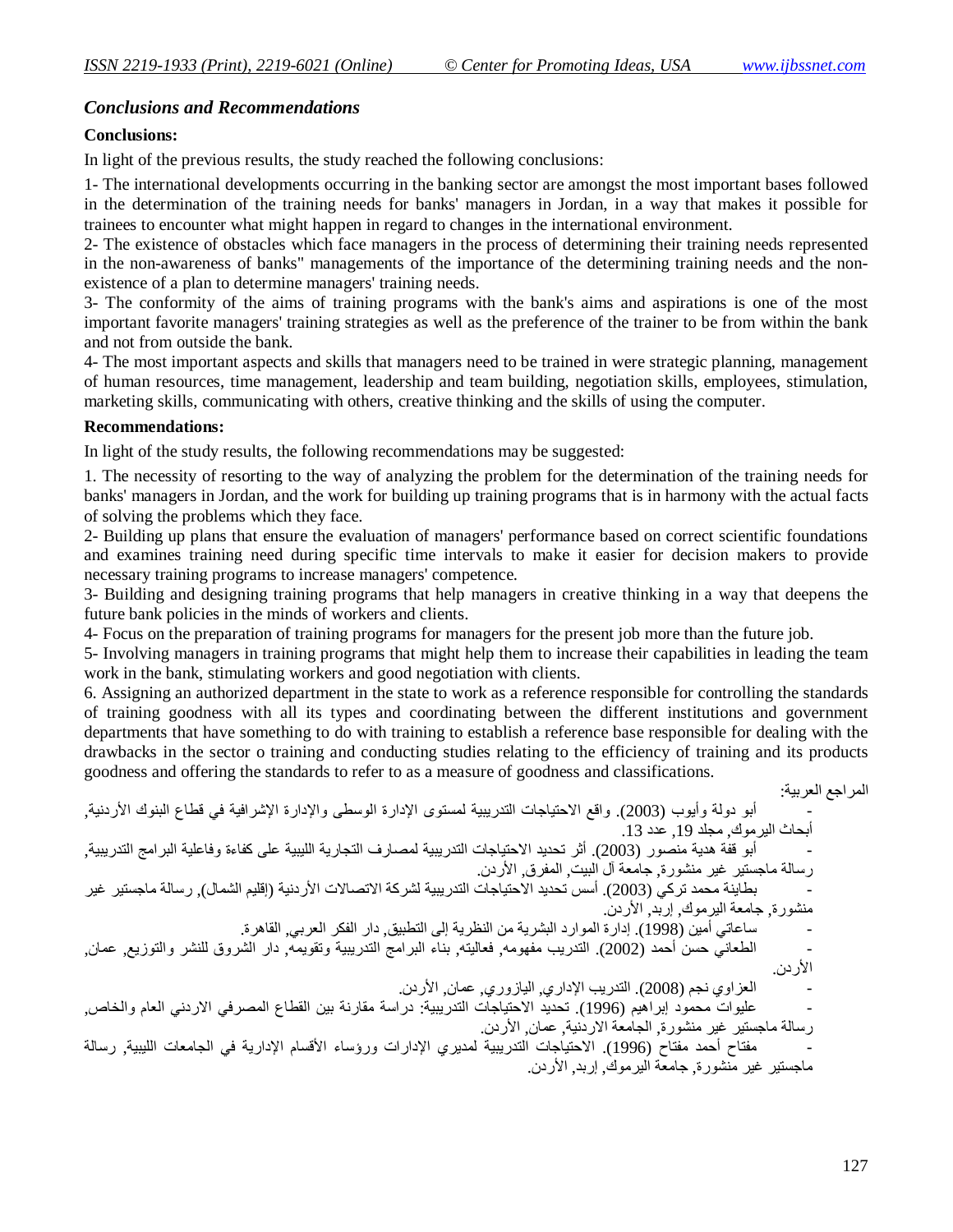## *Conclusions and Recommendations*

**Conclusions:**

In light of the previous results, the study reached the following conclusions:

1- The international developments occurring in the banking sector are amongst the most important bases followed in the determination of the training needs for banks' managers in Jordan, in a way that makes it possible for trainees to encounter what might happen in regard to changes in the international environment.

2- The existence of obstacles which face managers in the process of determining their training needs represented in the non-awareness of banks" managements of the importance of the determining training needs and the non-existence of a plan to determine managers' training needs.

3- The conformity of the aims of training programs with the bank's aims and aspirations is one of the most important favorite managers' training strategies as well as the preference of the trainer to be from within the bank and not from outside the bank.

4- The most important aspects and skills that managers need to be trained in were strategic planning, management of human resources, time management, leadership and team building, negotiation skills, employees, stimulation, marketing skills, communicating with others, creative thinking and the skills of using the computer.

**Recommendations:**

In light of the study results, the following recommendations may be suggested:

1. The necessity of resorting to the way of analyzing the problem for the determination of the training needs for banks' managers in Jordan, and the work for building up training programs that is in harmony with the actual facts of solving the problems which they face.

2- Building up plans that ensure the evaluation of managers' performance based on correct scientific foundations and examines training need during specific time intervals to make it easier for decision makers to provide necessary training programs to increase managers' competence.

3- Building and designing training programs that help managers in creative thinking in a way that deepens the future bank policies in the minds of workers and clients.

4- Focus on the preparation of training programs for managers for the present job more than the future job.

5- Involving managers in training programs that might help them to increase their capabilities in leading the team work in the bank, stimulating workers and good negotiation with clients.

6. Assigning an authorized department in the state to work as a reference responsible for controlling the standards of training goodness with all its types and coordinating between the different institutions and government departments that have something to do with training to establish a reference base responsible for dealing with the drawbacks in the sector o training and conducting studies relating to the efficiency of training and its products goodness and offering the standards to refer to as a measure of goodness and classifications.

المراجع العربية:

- أبو دولة وأيوب (2003). واقع الاحتياجات التدريبية لمستوى الإدارة الوسطى والإدارة الإشرافية في قطاع البنوك الأردنية, أبحاث اليرموك, مجلد 19, عدد 13.
- أبو قفة هدية منصور (2003). أثر تحديد الاحتياجات التدريبية لمصارف التجارية الليبية على كفاءة وفاعلية البرامج التدريبية, رسالة ماجستير غير منشورة, جامعة آل البيت, المفرق, الأردن.
- بطاينة محمد تركي (2003). أسس تحديد الاحتياجات التدريبية لشركة الاتصالات الأردنية (إقليم الشمال), رسالة ماجستير غير منشورة, جامعة اليرموك, إربد, الأردن.
- ساعاتي أمين (1998). إدارة الموارد البشرية من النظرية إلى التطبيق, دار الفكر العربي, القاهرة.
- الطعاني حسن أحمد (2002). التدريب مفهومه, فعاليته, بناء البرامج التدريبية وتقويمه, دار الشروق للنشر والتوزيع, عمان, الأردن.
- العزاوي نجم (2008). التدريب الإداري, اليازوري, عمان, الأردن.
- عليوات محمود إبراهيم (1996). تحديد الاحتياجات التدريبية: دراسة مقارنة بين القطاع المصرفي الاردني العام والخاص, رسالة ماجستير غير منشورة, الجامعة الاردنية, عمان, الأردن.
- مفتاح أحمد مفتاح (1996). الاحتياجات التدريبية لمديري الإدارات ورؤساء الأقسام الإدارية في الجامعات الليبية, رسالة ماجستير غير منشورة, جامعة اليرموك, إربد, الأردن.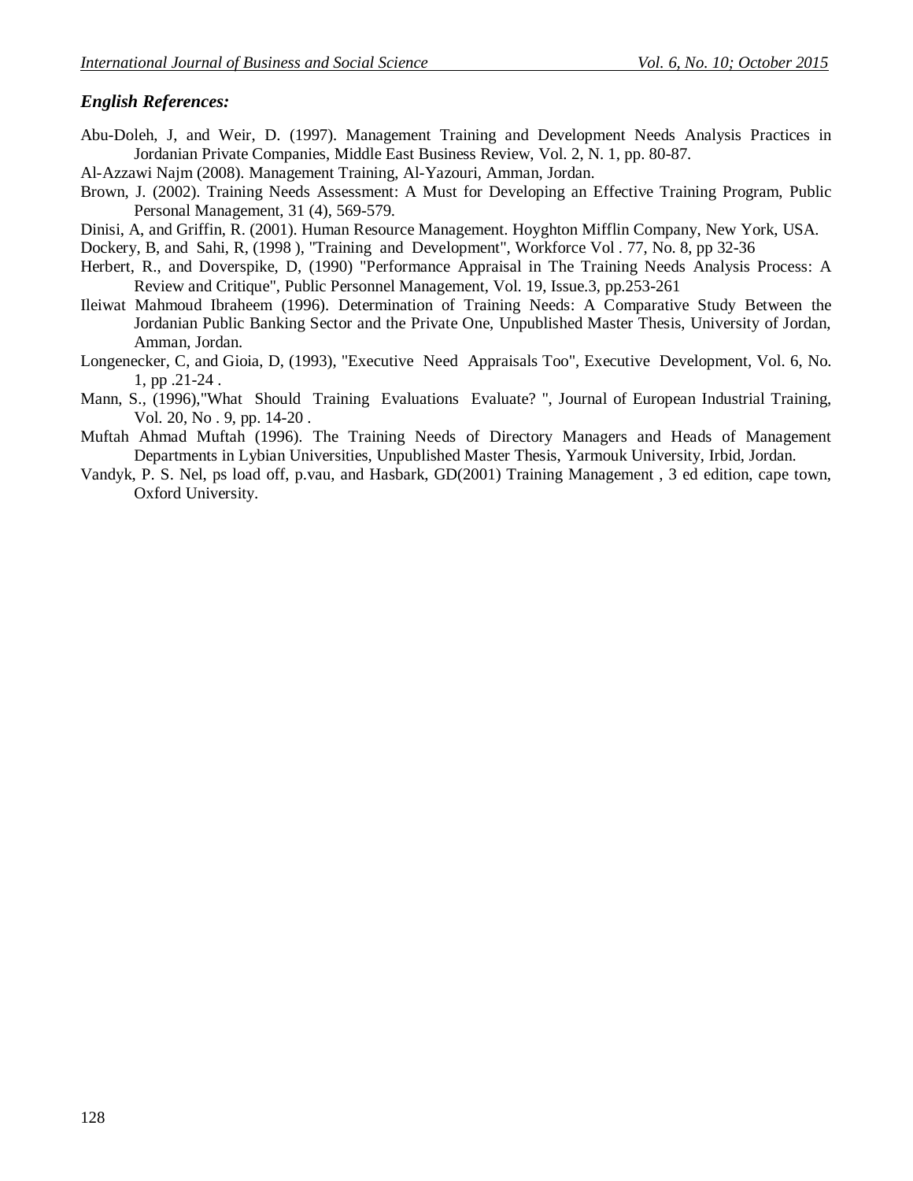### *English References:*

Abu-Doleh, J, and Weir, D. (1997). Management Training and Development Needs Analysis Practices in Jordanian Private Companies, Middle East Business Review, Vol. 2, N. 1, pp. 80-87.

Al-Azzawi Najm (2008). Management Training, Al-Yazouri, Amman, Jordan.

Brown, J. (2002). Training Needs Assessment: A Must for Developing an Effective Training Program, Public Personal Management, 31 (4), 569-579.

Dinisi, A, and Griffin, R. (2001). Human Resource Management. Hoyghton Mifflin Company, New York, USA.

Dockery, B, and Sahi, R, (1998 ), "Training and Development", Workforce Vol . 77, No. 8, pp 32-36

Herbert, R., and Doverspike, D, (1990) "Performance Appraisal in The Training Needs Analysis Process: A Review and Critique", Public Personnel Management, Vol. 19, Issue.3, pp.253-261

Ileiwat Mahmoud Ibraheem (1996). Determination of Training Needs: A Comparative Study Between the Jordanian Public Banking Sector and the Private One, Unpublished Master Thesis, University of Jordan, Amman, Jordan.

Longenecker, C, and Gioia, D, (1993), "Executive Need Appraisals Too", Executive Development, Vol. 6, No. 1, pp .21-24 .

Mann, S., (1996),"What Should Training Evaluations Evaluate? ", Journal of European Industrial Training, Vol. 20, No . 9, pp. 14-20 .

Muftah Ahmad Muftah (1996). The Training Needs of Directory Managers and Heads of Management Departments in Lybian Universities, Unpublished Master Thesis, Yarmouk University, Irbid, Jordan.

Vandyk, P. S. Nel, ps load off, p.vau, and Hasbark, GD(2001) Training Management , 3 ed edition, cape town, Oxford University.